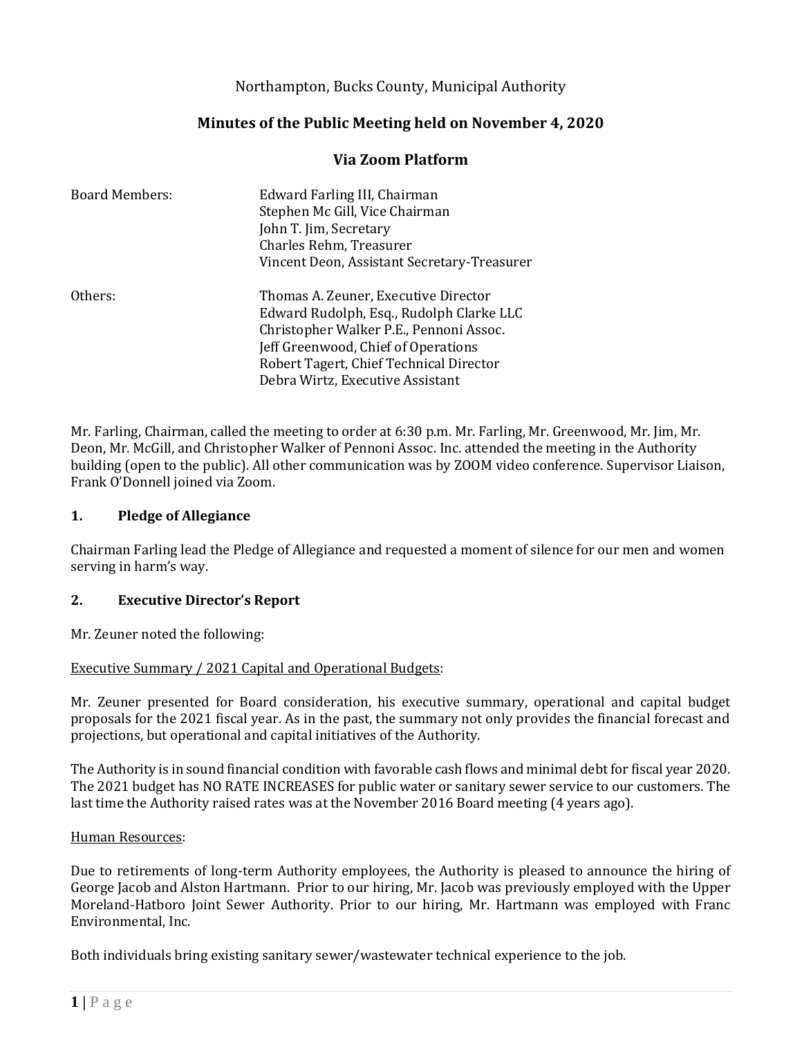Northampton, Bucks County, Municipal Authority

# Minutes of the Public Meeting held on November 4, 2020

## Via Zoom Platform

| | |
|---|---|
| Board Members: | Edward Farling III, Chairman<br>Stephen Mc Gill, Vice Chairman<br>John T. Jim, Secretary<br>Charles Rehm, Treasurer<br>Vincent Deon, Assistant Secretary-Treasurer |
| Others: | Thomas A. Zeuner, Executive Director<br>Edward Rudolph, Esq., Rudolph Clarke LLC<br>Christopher Walker P.E., Pennoni Assoc.<br>Jeff Greenwood, Chief of Operations<br>Robert Tagert, Chief Technical Director<br>Debra Wirtz, Executive Assistant |

Mr. Farling, Chairman, called the meeting to order at 6:30 p.m. Mr. Farling, Mr. Greenwood, Mr. Jim, Mr. Deon, Mr. McGill, and Christopher Walker of Pennoni Assoc. Inc. attended the meeting in the Authority building (open to the public). All other communication was by ZOOM video conference. Supervisor Liaison, Frank O'Donnell joined via Zoom.

## 1. Pledge of Allegiance

Chairman Farling lead the Pledge of Allegiance and requested a moment of silence for our men and women serving in harm's way.

## 2. Executive Director's Report

Mr. Zeuner noted the following:

<u>Executive Summary / 2021 Capital and Operational Budgets</u>:

Mr. Zeuner presented for Board consideration, his executive summary, operational and capital budget proposals for the 2021 fiscal year. As in the past, the summary not only provides the financial forecast and projections, but operational and capital initiatives of the Authority.

The Authority is in sound financial condition with favorable cash flows and minimal debt for fiscal year 2020. The 2021 budget has NO RATE INCREASES for public water or sanitary sewer service to our customers. The last time the Authority raised rates was at the November 2016 Board meeting (4 years ago).

<u>Human Resources</u>:

Due to retirements of long-term Authority employees, the Authority is pleased to announce the hiring of George Jacob and Alston Hartmann. Prior to our hiring, Mr. Jacob was previously employed with the Upper Moreland-Hatboro Joint Sewer Authority. Prior to our hiring, Mr. Hartmann was employed with Franc Environmental, Inc.

Both individuals bring existing sanitary sewer/wastewater technical experience to the job.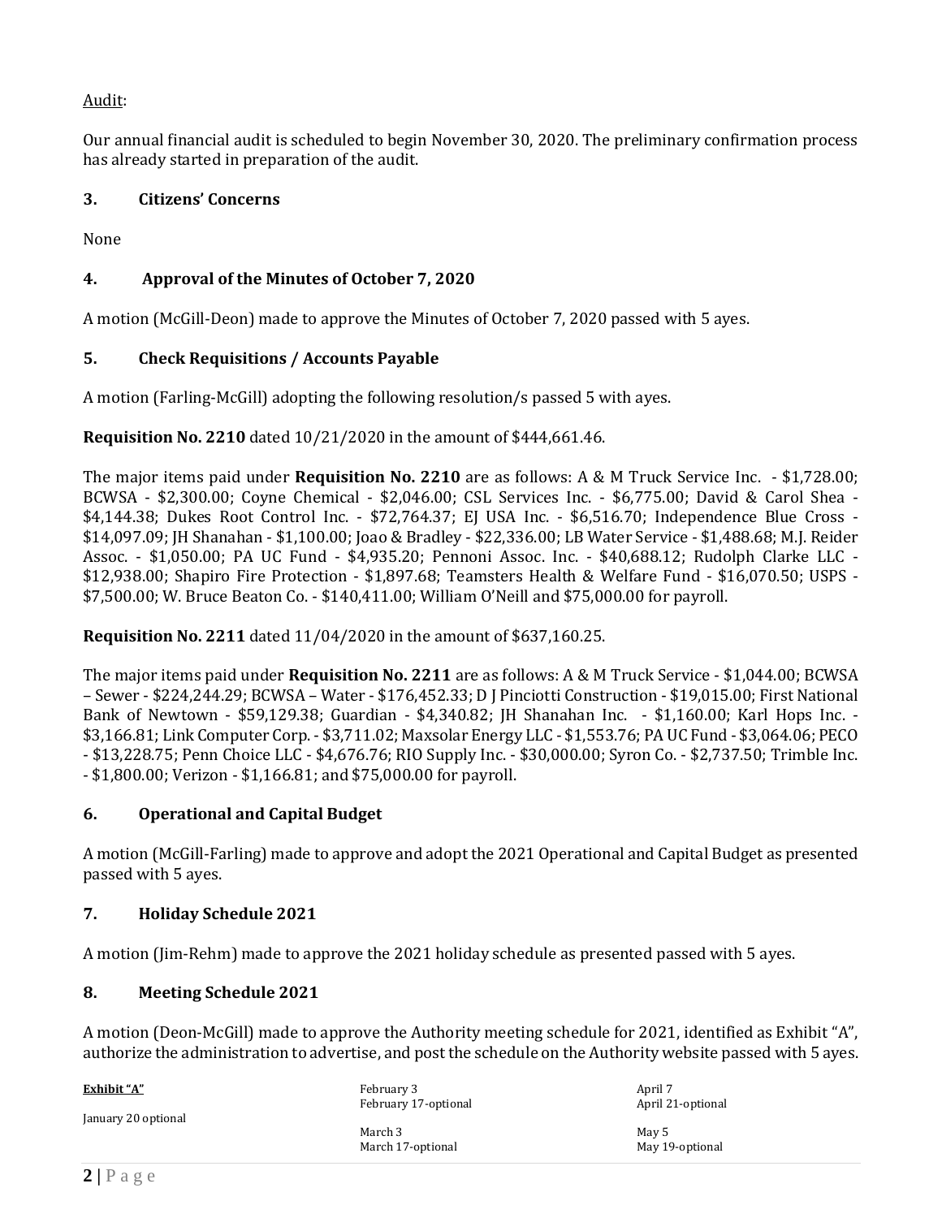Audit:

Our annual financial audit is scheduled to begin November 30, 2020. The preliminary confirmation process has already started in preparation of the audit.

### 3. Citizens' Concerns

None

### 4. Approval of the Minutes of October 7, 2020

A motion (McGill-Deon) made to approve the Minutes of October 7, 2020 passed with 5 ayes.

### 5. Check Requisitions / Accounts Payable

A motion (Farling-McGill) adopting the following resolution/s passed 5 with ayes.

**Requisition No. 2210** dated 10/21/2020 in the amount of $444,661.46.

The major items paid under **Requisition No. 2210** are as follows: A & M Truck Service Inc. - $1,728.00; BCWSA - $2,300.00; Coyne Chemical - $2,046.00; CSL Services Inc. - $6,775.00; David & Carol Shea - $4,144.38; Dukes Root Control Inc. - $72,764.37; EJ USA Inc. - $6,516.70; Independence Blue Cross - $14,097.09; JH Shanahan - $1,100.00; Joao & Bradley - $22,336.00; LB Water Service - $1,488.68; M.J. Reider Assoc. - $1,050.00; PA UC Fund - $4,935.20; Pennoni Assoc. Inc. - $40,688.12; Rudolph Clarke LLC - $12,938.00; Shapiro Fire Protection - $1,897.68; Teamsters Health & Welfare Fund - $16,070.50; USPS - $7,500.00; W. Bruce Beaton Co. - $140,411.00; William O'Neill and $75,000.00 for payroll.

**Requisition No. 2211** dated 11/04/2020 in the amount of $637,160.25.

The major items paid under **Requisition No. 2211** are as follows: A & M Truck Service - $1,044.00; BCWSA – Sewer - $224,244.29; BCWSA – Water - $176,452.33; D J Pinciotti Construction - $19,015.00; First National Bank of Newtown - $59,129.38; Guardian - $4,340.82; JH Shanahan Inc. - $1,160.00; Karl Hops Inc. - $3,166.81; Link Computer Corp. - $3,711.02; Maxsolar Energy LLC - $1,553.76; PA UC Fund - $3,064.06; PECO - $13,228.75; Penn Choice LLC - $4,676.76; RIO Supply Inc. - $30,000.00; Syron Co. - $2,737.50; Trimble Inc. - $1,800.00; Verizon - $1,166.81; and $75,000.00 for payroll.

### 6. Operational and Capital Budget

A motion (McGill-Farling) made to approve and adopt the 2021 Operational and Capital Budget as presented passed with 5 ayes.

### 7. Holiday Schedule 2021

A motion (Jim-Rehm) made to approve the 2021 holiday schedule as presented passed with 5 ayes.

### 8. Meeting Schedule 2021

A motion (Deon-McGill) made to approve the Authority meeting schedule for 2021, identified as Exhibit "A", authorize the administration to advertise, and post the schedule on the Authority website passed with 5 ayes.

**Exhibit "A"**

January 20 optional

February 3
February 17-optional

March 3
March 17-optional

April 7
April 21-optional

May 5
May 19-optional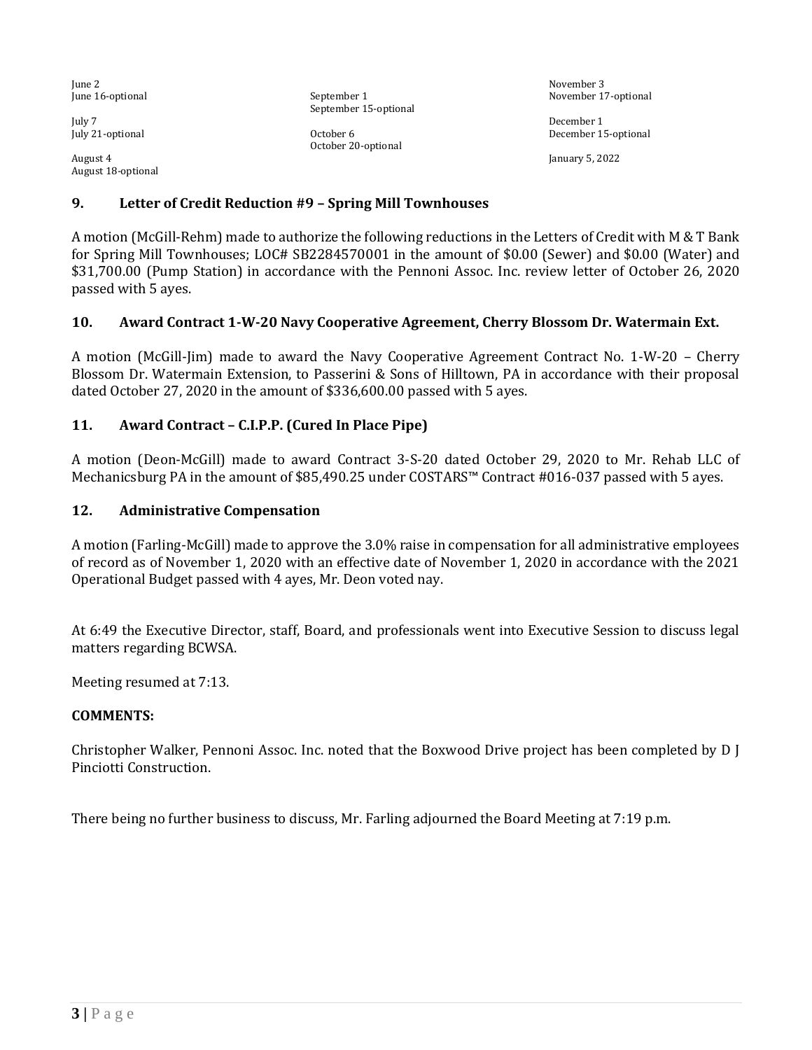June 2
June 16-optional

July 7
July 21-optional

August 4
August 18-optional

September 1
September 15-optional

October 6
October 20-optional

November 3
November 17-optional

December 1
December 15-optional

January 5, 2022

### 9. Letter of Credit Reduction #9 – Spring Mill Townhouses

A motion (McGill-Rehm) made to authorize the following reductions in the Letters of Credit with M & T Bank for Spring Mill Townhouses; LOC# SB2284570001 in the amount of $0.00 (Sewer) and $0.00 (Water) and $31,700.00 (Pump Station) in accordance with the Pennoni Assoc. Inc. review letter of October 26, 2020 passed with 5 ayes.

### 10. Award Contract 1-W-20 Navy Cooperative Agreement, Cherry Blossom Dr. Watermain Ext.

A motion (McGill-Jim) made to award the Navy Cooperative Agreement Contract No. 1-W-20 – Cherry Blossom Dr. Watermain Extension, to Passerini & Sons of Hilltown, PA in accordance with their proposal dated October 27, 2020 in the amount of $336,600.00 passed with 5 ayes.

### 11. Award Contract – C.I.P.P. (Cured In Place Pipe)

A motion (Deon-McGill) made to award Contract 3-S-20 dated October 29, 2020 to Mr. Rehab LLC of Mechanicsburg PA in the amount of $85,490.25 under COSTARS™ Contract #016-037 passed with 5 ayes.

### 12. Administrative Compensation

A motion (Farling-McGill) made to approve the 3.0% raise in compensation for all administrative employees of record as of November 1, 2020 with an effective date of November 1, 2020 in accordance with the 2021 Operational Budget passed with 4 ayes, Mr. Deon voted nay.

At 6:49 the Executive Director, staff, Board, and professionals went into Executive Session to discuss legal matters regarding BCWSA.

Meeting resumed at 7:13.

**COMMENTS:**

Christopher Walker, Pennoni Assoc. Inc. noted that the Boxwood Drive project has been completed by D J Pinciotti Construction.

There being no further business to discuss, Mr. Farling adjourned the Board Meeting at 7:19 p.m.